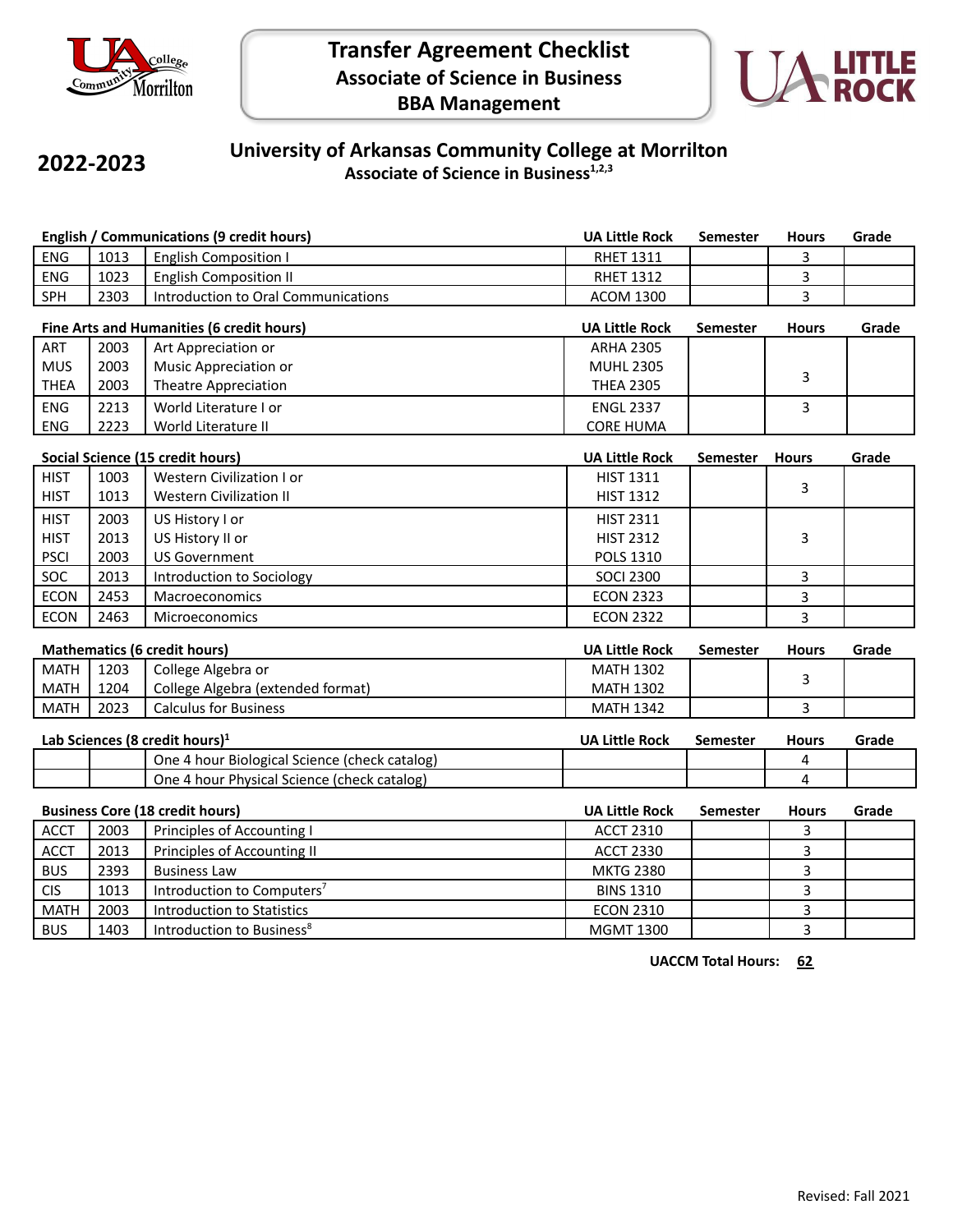# Transfer Agreement Checklist
## Associate of Science in Business
## BBA Management

**2022-2023**

## University of Arkansas Community College at Morrilton
### Associate of Science in Business[1,2,3]

| English / Communications (9 credit hours) | | | UA Little Rock | Semester | Hours | Grade |
|---|---|---|---|---|---|---|
| ENG | 1013 | English Composition I | RHET 1311 | | 3 | |
| ENG | 1023 | English Composition II | RHET 1312 | | 3 | |
| SPH | 2303 | Introduction to Oral Communications | ACOM 1300 | | 3 | |

| Fine Arts and Humanities (6 credit hours) | | | UA Little Rock | Semester | Hours | Grade |
|---|---|---|---|---|---|---|
| ART | 2003 | Art Appreciation or | ARHA 2305 | | | |
| MUS | 2003 | Music Appreciation or | MUHL 2305 | | 3 | |
| THEA | 2003 | Theatre Appreciation | THEA 2305 | | | |
| ENG | 2213 | World Literature I or | ENGL 2337 | | 3 | |
| ENG | 2223 | World Literature II | CORE HUMA | | | |

| Social Science (15 credit hours) | | | UA Little Rock | Semester | Hours | Grade |
|---|---|---|---|---|---|---|
| HIST | 1003 | Western Civilization I or | HIST 1311 | | 3 | |
| HIST | 1013 | Western Civilization II | HIST 1312 | | | |
| HIST | 2003 | US History I or | HIST 2311 | | | |
| HIST | 2013 | US History II or | HIST 2312 | | 3 | |
| PSCI | 2003 | US Government | POLS 1310 | | | |
| SOC | 2013 | Introduction to Sociology | SOCI 2300 | | 3 | |
| ECON | 2453 | Macroeconomics | ECON 2323 | | 3 | |
| ECON | 2463 | Microeconomics | ECON 2322 | | 3 | |

| Mathematics (6 credit hours) | | | UA Little Rock | Semester | Hours | Grade |
|---|---|---|---|---|---|---|
| MATH | 1203 | College Algebra or | MATH 1302 | | 3 | |
| MATH | 1204 | College Algebra (extended format) | MATH 1302 | | | |
| MATH | 2023 | Calculus for Business | MATH 1342 | | 3 | |

| Lab Sciences (8 credit hours)[1] | | | UA Little Rock | Semester | Hours | Grade |
|---|---|---|---|---|---|---|
| | | One 4 hour Biological Science (check catalog) | | | 4 | |
| | | One 4 hour Physical Science (check catalog) | | | 4 | |

| Business Core (18 credit hours) | | | UA Little Rock | Semester | Hours | Grade |
|---|---|---|---|---|---|---|
| ACCT | 2003 | Principles of Accounting I | ACCT 2310 | | 3 | |
| ACCT | 2013 | Principles of Accounting II | ACCT 2330 | | 3 | |
| BUS | 2393 | Business Law | MKTG 2380 | | 3 | |
| CIS | 1013 | Introduction to Computers[7] | BINS 1310 | | 3 | |
| MATH | 2003 | Introduction to Statistics | ECON 2310 | | 3 | |
| BUS | 1403 | Introduction to Business[8] | MGMT 1300 | | 3 | |

**UACCM Total Hours: 62**

Revised: Fall 2021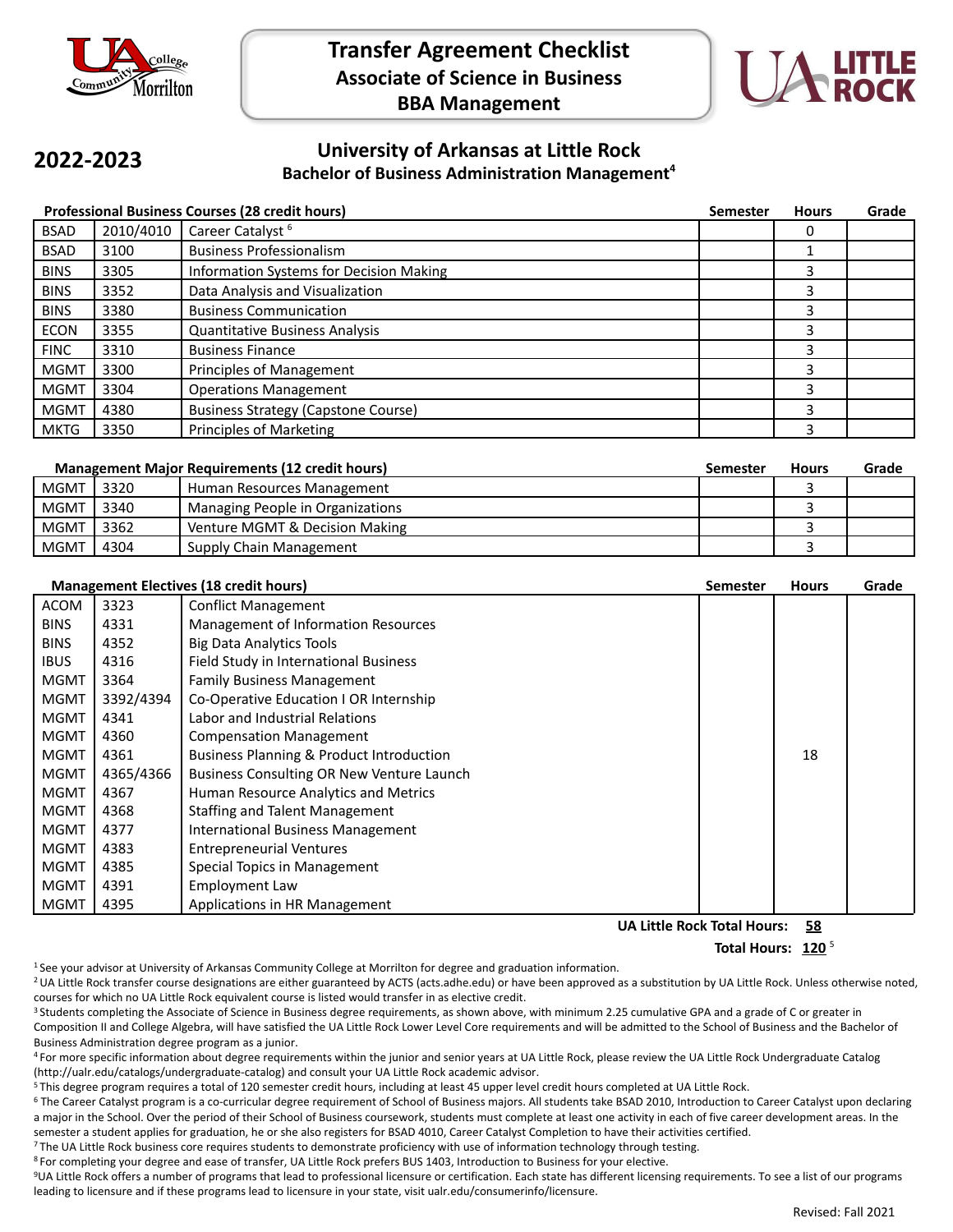# Transfer Agreement Checklist
## Associate of Science in Business
## BBA Management

**2022-2023**

## University of Arkansas at Little Rock
### Bachelor of Business Administration Management[4]

| Professional Business Courses (28 credit hours) | | | Semester | Hours | Grade |
|---|---|---|---|---|---|
| BSAD | 2010/4010 | Career Catalyst [6] | | 0 | |
| BSAD | 3100 | Business Professionalism | | 1 | |
| BINS | 3305 | Information Systems for Decision Making | | 3 | |
| BINS | 3352 | Data Analysis and Visualization | | 3 | |
| BINS | 3380 | Business Communication | | 3 | |
| ECON | 3355 | Quantitative Business Analysis | | 3 | |
| FINC | 3310 | Business Finance | | 3 | |
| MGMT | 3300 | Principles of Management | | 3 | |
| MGMT | 3304 | Operations Management | | 3 | |
| MGMT | 4380 | Business Strategy (Capstone Course) | | 3 | |
| MKTG | 3350 | Principles of Marketing | | 3 | |

| Management Major Requirements (12 credit hours) | | | Semester | Hours | Grade |
|---|---|---|---|---|---|
| MGMT | 3320 | Human Resources Management | | 3 | |
| MGMT | 3340 | Managing People in Organizations | | 3 | |
| MGMT | 3362 | Venture MGMT & Decision Making | | 3 | |
| MGMT | 4304 | Supply Chain Management | | 3 | |

| Management Electives (18 credit hours) | | | Semester | Hours | Grade |
|---|---|---|---|---|---|
| ACOM | 3323 | Conflict Management | | | |
| BINS | 4331 | Management of Information Resources | | | |
| BINS | 4352 | Big Data Analytics Tools | | | |
| IBUS | 4316 | Field Study in International Business | | | |
| MGMT | 3364 | Family Business Management | | | |
| MGMT | 3392/4394 | Co-Operative Education I OR Internship | | | |
| MGMT | 4341 | Labor and Industrial Relations | | | |
| MGMT | 4360 | Compensation Management | | | |
| MGMT | 4361 | Business Planning & Product Introduction | | 18 | |
| MGMT | 4365/4366 | Business Consulting OR New Venture Launch | | | |
| MGMT | 4367 | Human Resource Analytics and Metrics | | | |
| MGMT | 4368 | Staffing and Talent Management | | | |
| MGMT | 4377 | International Business Management | | | |
| MGMT | 4383 | Entrepreneurial Ventures | | | |
| MGMT | 4385 | Special Topics in Management | | | |
| MGMT | 4391 | Employment Law | | | |
| MGMT | 4395 | Applications in HR Management | | | |

**UA Little Rock Total Hours: 58**

**Total Hours: 120** [5]

[1] See your advisor at University of Arkansas Community College at Morrilton for degree and graduation information.
[2] UA Little Rock transfer course designations are either guaranteed by ACTS (acts.adhe.edu) or have been approved as a substitution by UA Little Rock. Unless otherwise noted, courses for which no UA Little Rock equivalent course is listed would transfer in as elective credit.
[3] Students completing the Associate of Science in Business degree requirements, as shown above, with minimum 2.25 cumulative GPA and a grade of C or greater in Composition II and College Algebra, will have satisfied the UA Little Rock Lower Level Core requirements and will be admitted to the School of Business and the Bachelor of Business Administration degree program as a junior.
[4] For more specific information about degree requirements within the junior and senior years at UA Little Rock, please review the UA Little Rock Undergraduate Catalog (http://ualr.edu/catalogs/undergraduate-catalog) and consult your UA Little Rock academic advisor.
[5] This degree program requires a total of 120 semester credit hours, including at least 45 upper level credit hours completed at UA Little Rock.
[6] The Career Catalyst program is a co-curricular degree requirement of School of Business majors. All students take BSAD 2010, Introduction to Career Catalyst upon declaring a major in the School. Over the period of their School of Business coursework, students must complete at least one activity in each of five career development areas. In the semester a student applies for graduation, he or she also registers for BSAD 4010, Career Catalyst Completion to have their activities certified.
[7] The UA Little Rock business core requires students to demonstrate proficiency with use of information technology through testing.
[8] For completing your degree and ease of transfer, UA Little Rock prefers BUS 1403, Introduction to Business for your elective.
[9] UA Little Rock offers a number of programs that lead to professional licensure or certification. Each state has different licensing requirements. To see a list of our programs leading to licensure and if these programs lead to licensure in your state, visit ualr.edu/consumerinfo/licensure.

Revised: Fall 2021